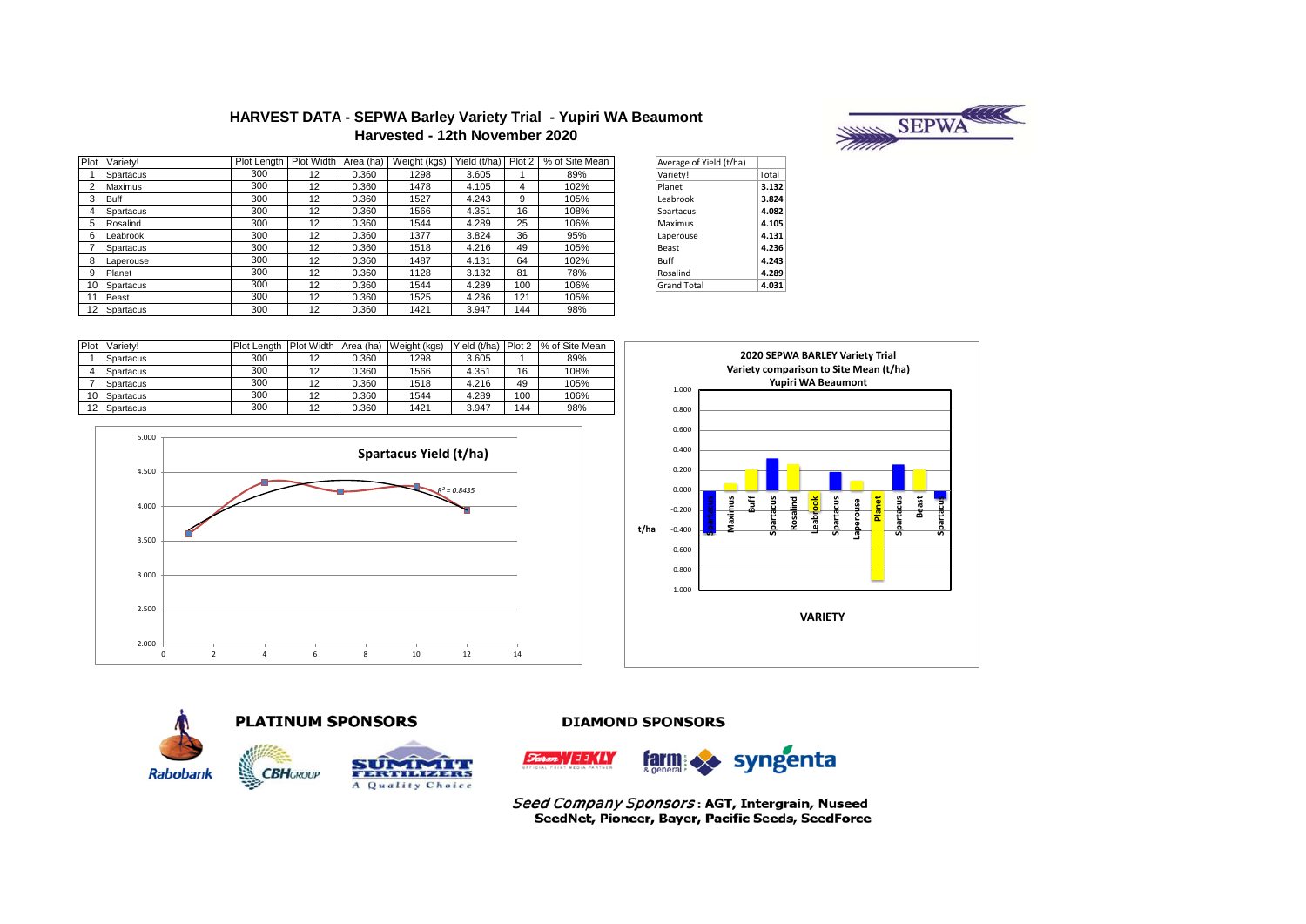# HARVEST DATA - SEPWA Barley Variety Trial - Yupiri WA Beaumont
## Harvested - 12th November 2020

| Plot | Variety! | Plot Length | Plot Width | Area (ha) | Weight (kgs) | Yield (t/ha) | Plot 2 | % of Site Mean |
|---|---|---|---|---|---|---|---|---|
| 1 | Spartacus | 300 | 12 | 0.360 | 1298 | 3.605 | 1 | 89% |
| 2 | Maximus | 300 | 12 | 0.360 | 1478 | 4.105 | 4 | 102% |
| 3 | Buff | 300 | 12 | 0.360 | 1527 | 4.243 | 9 | 105% |
| 4 | Spartacus | 300 | 12 | 0.360 | 1566 | 4.351 | 16 | 108% |
| 5 | Rosalind | 300 | 12 | 0.360 | 1544 | 4.289 | 25 | 106% |
| 6 | Leabrook | 300 | 12 | 0.360 | 1377 | 3.824 | 36 | 95% |
| 7 | Spartacus | 300 | 12 | 0.360 | 1518 | 4.216 | 49 | 105% |
| 8 | Laperouse | 300 | 12 | 0.360 | 1487 | 4.131 | 64 | 102% |
| 9 | Planet | 300 | 12 | 0.360 | 1128 | 3.132 | 81 | 78% |
| 10 | Spartacus | 300 | 12 | 0.360 | 1544 | 4.289 | 100 | 106% |
| 11 | Beast | 300 | 12 | 0.360 | 1525 | 4.236 | 121 | 105% |
| 12 | Spartacus | 300 | 12 | 0.360 | 1421 | 3.947 | 144 | 98% |

| Average of Yield (t/ha) | |
|---|---|
| Variety! | Total |
| Planet | **3.132** |
| Leabrook | **3.824** |
| Spartacus | **4.082** |
| Maximus | **4.105** |
| Laperouse | **4.131** |
| Beast | **4.236** |
| Buff | **4.243** |
| Rosalind | **4.289** |
| Grand Total | **4.031** |

| Plot | Variety! | Plot Length | Plot Width | Area (ha) | Weight (kgs) | Yield (t/ha) | Plot 2 | % of Site Mean |
|---|---|---|---|---|---|---|---|---|
| 1 | Spartacus | 300 | 12 | 0.360 | 1298 | 3.605 | 1 | 89% |
| 4 | Spartacus | 300 | 12 | 0.360 | 1566 | 4.351 | 16 | 108% |
| 7 | Spartacus | 300 | 12 | 0.360 | 1518 | 4.216 | 49 | 105% |
| 10 | Spartacus | 300 | 12 | 0.360 | 1544 | 4.289 | 100 | 106% |
| 12 | Spartacus | 300 | 12 | 0.360 | 1421 | 3.947 | 144 | 98% |

**Spartacus Yield (t/ha)**

$R^2 = 0.8435$

**2020 SEPWA BARLEY Variety Trial**
**Variety comparison to Site Mean (t/ha)**
**Yupiri WA Beaumont**

**PLATINUM SPONSORS**

Rabobank, CBH Group, Summit Fertilizers

**DIAMOND SPONSORS**

Farm Weekly, farm & general, syngenta

*Seed Company Sponsors*: **AGT, Intergrain, Nuseed SeedNet, Pioneer, Bayer, Pacific Seeds, SeedForce**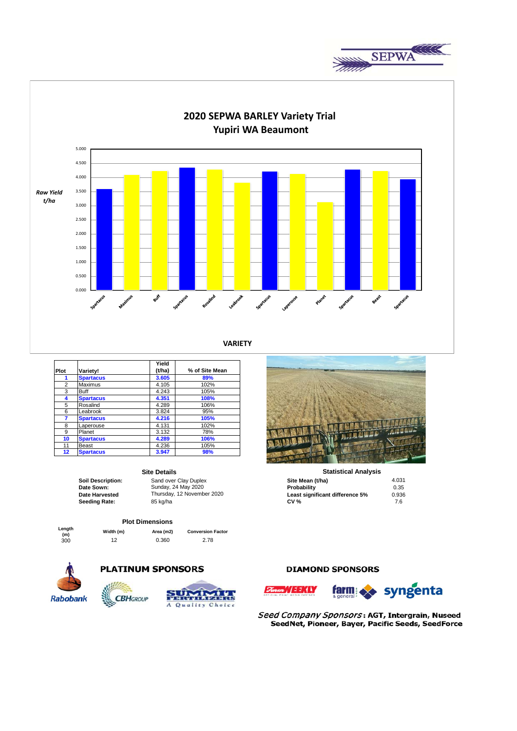# 2020 SEPWA BARLEY Variety Trial

## Yupiri WA Beaumont

| Plot | Variety! | Yield (t/ha) | % of Site Mean |
|---|---|---|---|
| **1** | **Spartacus** | **3.605** | **89%** |
| 2 | Maximus | 4.105 | 102% |
| 3 | Buff | 4.243 | 105% |
| **4** | **Spartacus** | **4.351** | **108%** |
| 5 | Rosalind | 4.289 | 106% |
| 6 | Leabrook | 3.824 | 95% |
| **7** | **Spartacus** | **4.216** | **105%** |
| 8 | Laperouse | 4.131 | 102% |
| 9 | Planet | 3.132 | 78% |
| **10** | **Spartacus** | **4.289** | **106%** |
| 11 | Beast | 4.236 | 105% |
| **12** | **Spartacus** | **3.947** | **98%** |

### Site Details

| | |
|---|---|
| **Soil Description:** | Sand over Clay Duplex |
| **Date Sown:** | Sunday, 24 May 2020 |
| **Date Harvested** | Thursday, 12 November 2020 |
| **Seeding Rate:** | 85 kg/ha |

### Statistical Analysis

| | |
|---|---|
| **Site Mean (t/ha)** | 4.031 |
| **Probability** | 0.35 |
| **Least significant difference 5%** | 0.936 |
| **CV %** | 7.6 |

### Plot Dimensions

| Length (m) | Width (m) | Area (m2) | Conversion Factor |
|---|---|---|---|
| 300 | 12 | 0.360 | 2.78 |

**PLATINUM SPONSORS**

**DIAMOND SPONSORS**

*Seed Company Sponsors*: **AGT, Intergrain, Nuseed SeedNet, Pioneer, Bayer, Pacific Seeds, SeedForce**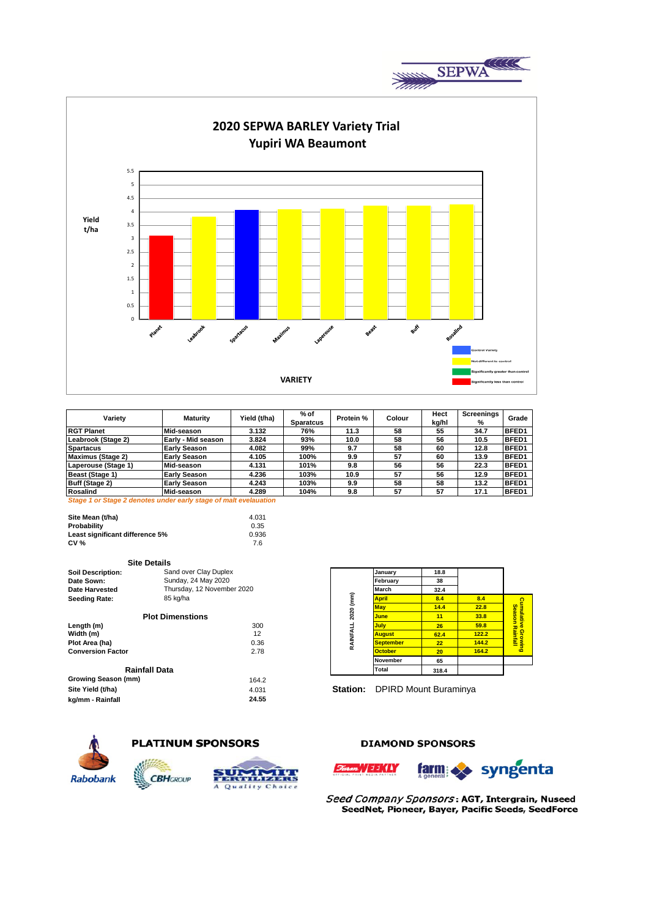SEPWA

# 2020 SEPWA BARLEY Variety Trial
## Yupiri WA Beaumont

Yield t/ha

5.5
5
4.5
4
3.5
3
2.5
2
1.5
1
0.5
0

Planet
Leabrook
Spartacus
Maximus
Laperouse
Beast
Buff
Rosalind

VARIETY

Control Variety
Not different to control
Significantly greater than control
Significantly less than control

| Variety | Maturity | Yield (t/ha) | % of Sparatcus | Protein % | Colour | Hect kg/hl | Screenings % | Grade |
|---|---|---|---|---|---|---|---|---|
| RGT Planet | Mid-season | 3.132 | 76% | 11.3 | 58 | 55 | 34.7 | BFED1 |
| Leabrook (Stage 2) | Early - Mid season | 3.824 | 93% | 10.0 | 58 | 56 | 10.5 | BFED1 |
| Spartacus | Early Season | 4.082 | 99% | 9.7 | 58 | 60 | 12.8 | BFED1 |
| Maximus (Stage 2) | Early Season | 4.105 | 100% | 9.9 | 57 | 60 | 13.9 | BFED1 |
| Laperouse (Stage 1) | Mid-season | 4.131 | 101% | 9.8 | 56 | 56 | 22.3 | BFED1 |
| Beast (Stage 1) | Early Season | 4.236 | 103% | 10.9 | 57 | 56 | 12.9 | BFED1 |
| Buff (Stage 2) | Early Season | 4.243 | 103% | 9.9 | 58 | 58 | 13.2 | BFED1 |
| Rosalind | Mid-season | 4.289 | 104% | 9.8 | 57 | 57 | 17.1 | BFED1 |

*Stage 1 or Stage 2 denotes under early stage of malt evelauation*

| | |
|---|---|
| **Site Mean (t/ha)** | 4.031 |
| **Probability** | 0.35 |
| **Least significant difference 5%** | 0.936 |
| **CV %** | 7.6 |

### Site Details

| | |
|---|---|
| **Soil Description:** | Sand over Clay Duplex |
| **Date Sown:** | Sunday, 24 May 2020 |
| **Date Harvested** | Thursday, 12 November 2020 |
| **Seeding Rate:** | 85 kg/ha |

### Plot Dimenstions

| | |
|---|---|
| **Length (m)** | 300 |
| **Width (m)** | 12 |
| **Plot Area (ha)** | 0.36 |
| **Conversion Factor** | 2.78 |

### Rainfall Data

| | |
|---|---|
| **Growing Season (mm)** | 164.2 |
| **Site Yield (t/ha)** | 4.031 |
| **kg/mm - Rainfall** | 24.55 |

RAINFALL 2020 (mm)

| Month | Rainfall | Cumulative Growing Season Rainfall |
|---|---|---|
| January | 18.8 | |
| February | 38 | |
| March | 32.4 | |
| April | 8.4 | 8.4 |
| May | 14.4 | 22.8 |
| June | 11 | 33.8 |
| July | 26 | 59.8 |
| August | 62.4 | 122.2 |
| September | 22 | 144.2 |
| October | 20 | 164.2 |
| November | 65 | |
| Total | 318.4 | |

**Station:** DPIRD Mount Buraminya

**PLATINUM SPONSORS**

Rabobank, CBH Group, Summit Fertilizers – A Quality Choice

**DIAMOND SPONSORS**

Farm Weekly, farm & general, syngenta

*Seed Company Sponsors*: **AGT, Intergrain, Nuseed SeedNet, Pioneer, Bayer, Pacific Seeds, SeedForce**